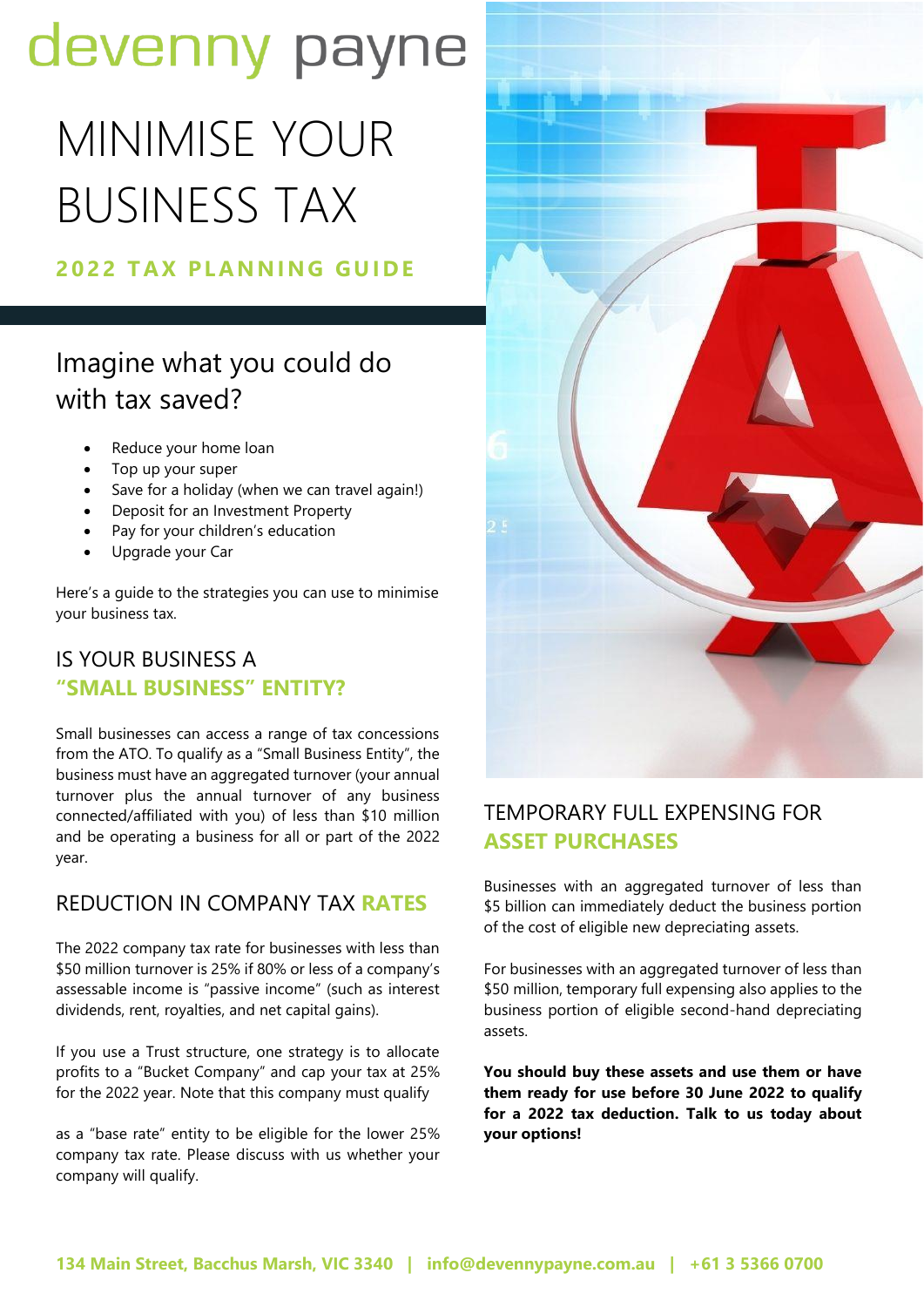devenny payne

# MINIMISE YOUR BUSINESS TAX

**2022 TAX PLANNING GUIDE**

## Imagine what you could do with tax saved?

- Reduce your home loan
- Top up your super
- Save for a holiday (when we can travel again!)
- Deposit for an Investment Property
- Pay for your children's education
- Upgrade your Car

Here's a guide to the strategies you can use to minimise your business tax.

## IS YOUR BUSINESS A **"SMALL BUSINESS" ENTITY?**

Small businesses can access a range of tax concessions from the ATO. To qualify as a "Small Business Entity", the business must have an aggregated turnover (your annual turnover plus the annual turnover of any business connected/affiliated with you) of less than $10 million and be operating a business for all or part of the 2022 year.

## REDUCTION IN COMPANY TAX **RATES**

The 2022 company tax rate for businesses with less than $50 million turnover is 25% if 80% or less of a company's assessable income is "passive income" (such as interest dividends, rent, royalties, and net capital gains).

If you use a Trust structure, one strategy is to allocate profits to a "Bucket Company" and cap your tax at 25% for the 2022 year. Note that this company must qualify as a "base rate" entity to be eligible for the lower 25% company tax rate. Please discuss with us whether your company will qualify.

## TEMPORARY FULL EXPENSING FOR **ASSET PURCHASES**

Businesses with an aggregated turnover of less than $5 billion can immediately deduct the business portion of the cost of eligible new depreciating assets.

For businesses with an aggregated turnover of less than $50 million, temporary full expensing also applies to the business portion of eligible second-hand depreciating assets.

**You should buy these assets and use them or have them ready for use before 30 June 2022 to qualify for a 2022 tax deduction. Talk to us today about your options!**

**134 Main Street, Bacchus Marsh, VIC 3340 | info@devennypayne.com.au | +61 3 5366 0700**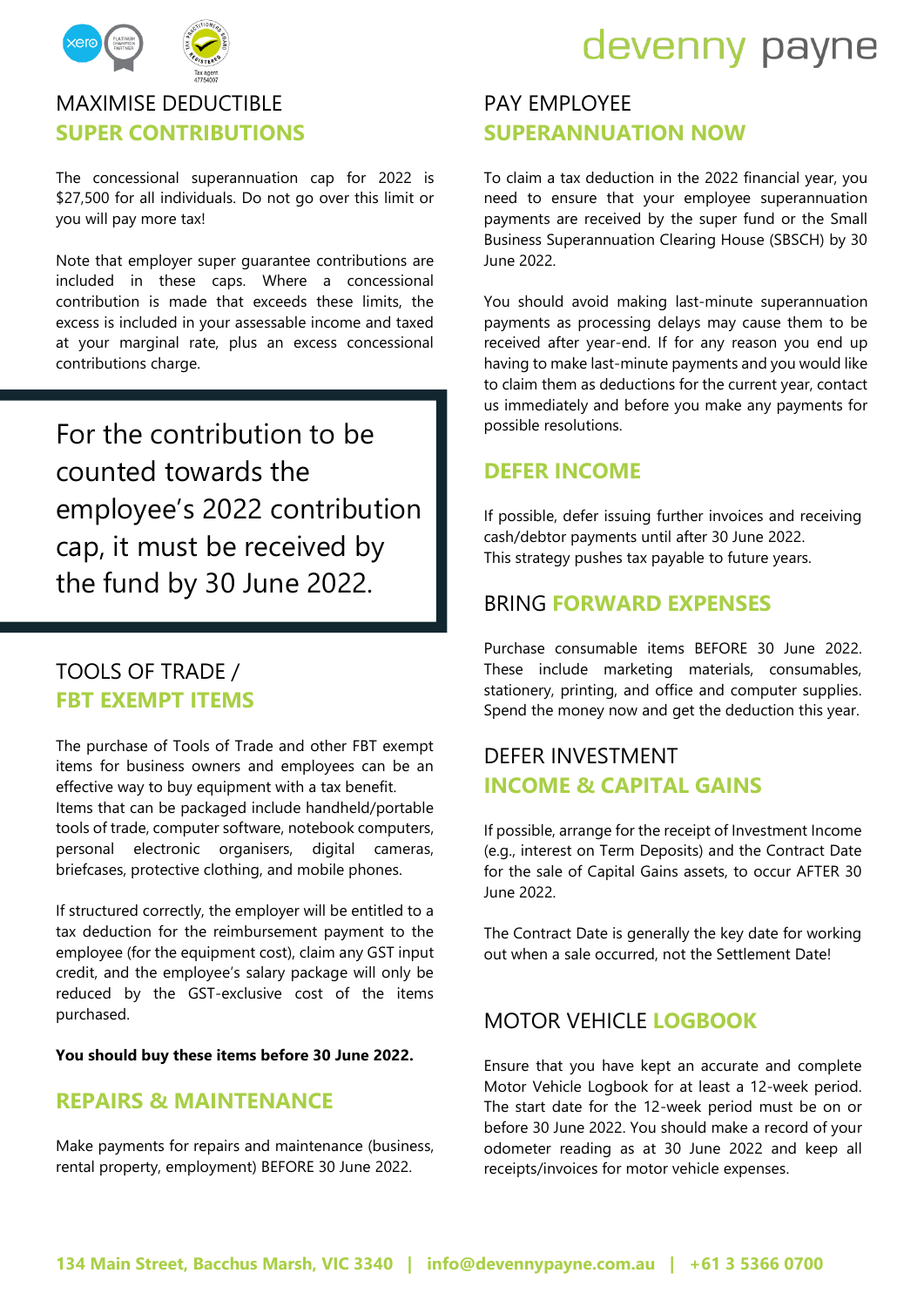## MAXIMISE DEDUCTIBLE SUPER CONTRIBUTIONS

The concessional superannuation cap for 2022 is $27,500 for all individuals. Do not go over this limit or you will pay more tax!

Note that employer super guarantee contributions are included in these caps. Where a concessional contribution is made that exceeds these limits, the excess is included in your assessable income and taxed at your marginal rate, plus an excess concessional contributions charge.

> For the contribution to be counted towards the employee's 2022 contribution cap, it must be received by the fund by 30 June 2022.

## TOOLS OF TRADE / FBT EXEMPT ITEMS

The purchase of Tools of Trade and other FBT exempt items for business owners and employees can be an effective way to buy equipment with a tax benefit. Items that can be packaged include handheld/portable tools of trade, computer software, notebook computers, personal electronic organisers, digital cameras, briefcases, protective clothing, and mobile phones.

If structured correctly, the employer will be entitled to a tax deduction for the reimbursement payment to the employee (for the equipment cost), claim any GST input credit, and the employee's salary package will only be reduced by the GST-exclusive cost of the items purchased.

**You should buy these items before 30 June 2022.**

## REPAIRS & MAINTENANCE

Make payments for repairs and maintenance (business, rental property, employment) BEFORE 30 June 2022.

## PAY EMPLOYEE SUPERANNUATION NOW

To claim a tax deduction in the 2022 financial year, you need to ensure that your employee superannuation payments are received by the super fund or the Small Business Superannuation Clearing House (SBSCH) by 30 June 2022.

You should avoid making last-minute superannuation payments as processing delays may cause them to be received after year-end. If for any reason you end up having to make last-minute payments and you would like to claim them as deductions for the current year, contact us immediately and before you make any payments for possible resolutions.

## DEFER INCOME

If possible, defer issuing further invoices and receiving cash/debtor payments until after 30 June 2022.
This strategy pushes tax payable to future years.

## BRING FORWARD EXPENSES

Purchase consumable items BEFORE 30 June 2022. These include marketing materials, consumables, stationery, printing, and office and computer supplies. Spend the money now and get the deduction this year.

## DEFER INVESTMENT INCOME & CAPITAL GAINS

If possible, arrange for the receipt of Investment Income (e.g., interest on Term Deposits) and the Contract Date for the sale of Capital Gains assets, to occur AFTER 30 June 2022.

The Contract Date is generally the key date for working out when a sale occurred, not the Settlement Date!

## MOTOR VEHICLE LOGBOOK

Ensure that you have kept an accurate and complete Motor Vehicle Logbook for at least a 12-week period. The start date for the 12-week period must be on or before 30 June 2022. You should make a record of your odometer reading as at 30 June 2022 and keep all receipts/invoices for motor vehicle expenses.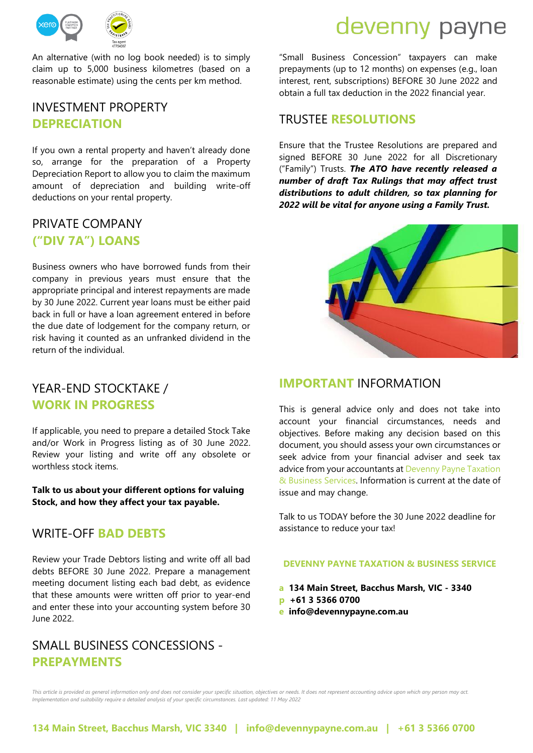An alternative (with no log book needed) is to simply claim up to 5,000 business kilometres (based on a reasonable estimate) using the cents per km method.

## INVESTMENT PROPERTY **DEPRECIATION**

If you own a rental property and haven't already done so, arrange for the preparation of a Property Depreciation Report to allow you to claim the maximum amount of depreciation and building write-off deductions on your rental property.

## PRIVATE COMPANY **("DIV 7A") LOANS**

Business owners who have borrowed funds from their company in previous years must ensure that the appropriate principal and interest repayments are made by 30 June 2022. Current year loans must be either paid back in full or have a loan agreement entered in before the due date of lodgement for the company return, or risk having it counted as an unfranked dividend in the return of the individual.

## YEAR-END STOCKTAKE / **WORK IN PROGRESS**

If applicable, you need to prepare a detailed Stock Take and/or Work in Progress listing as of 30 June 2022. Review your listing and write off any obsolete or worthless stock items.

**Talk to us about your different options for valuing Stock, and how they affect your tax payable.**

## WRITE-OFF **BAD DEBTS**

Review your Trade Debtors listing and write off all bad debts BEFORE 30 June 2022. Prepare a management meeting document listing each bad debt, as evidence that these amounts were written off prior to year-end and enter these into your accounting system before 30 June 2022.

## SMALL BUSINESS CONCESSIONS - **PREPAYMENTS**

"Small Business Concession" taxpayers can make prepayments (up to 12 months) on expenses (e.g., loan interest, rent, subscriptions) BEFORE 30 June 2022 and obtain a full tax deduction in the 2022 financial year.

## TRUSTEE **RESOLUTIONS**

Ensure that the Trustee Resolutions are prepared and signed BEFORE 30 June 2022 for all Discretionary ("Family") Trusts. ***The ATO have recently released a number of draft Tax Rulings that may affect trust distributions to adult children, so tax planning for 2022 will be vital for anyone using a Family Trust.***

## **IMPORTANT** INFORMATION

This is general advice only and does not take into account your financial circumstances, needs and objectives. Before making any decision based on this document, you should assess your own circumstances or seek advice from your financial adviser and seek tax advice from your accountants at Devenny Payne Taxation & Business Services. Information is current at the date of issue and may change.

Talk to us TODAY before the 30 June 2022 deadline for assistance to reduce your tax!

**DEVENNY PAYNE TAXATION & BUSINESS SERVICE**

- a **134 Main Street, Bacchus Marsh, VIC - 3340**
- p **+61 3 5366 0700**
- e **info@devennypayne.com.au**

*This article is provided as general information only and does not consider your specific situation, objectives or needs. It does not represent accounting advice upon which any person may act. Implementation and suitability require a detailed analysis of your specific circumstances. Last updated: 11 May 2022*